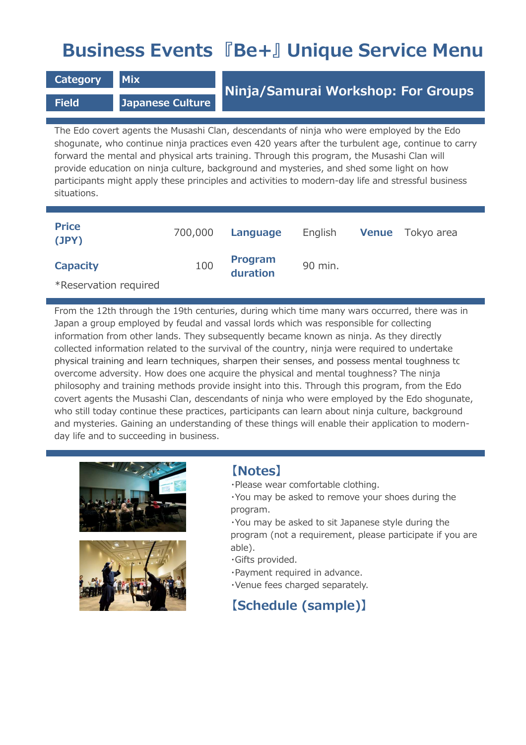# Business Events『Be+』Unique Service Menu

| Category | Mix |
|---|---|
| Field | Japanese Culture |

## Ninja/Samurai Workshop: For Groups

The Edo covert agents the Musashi Clan, descendants of ninja who were employed by the Edo shogunate, who continue ninja practices even 420 years after the turbulent age, continue to carry forward the mental and physical arts training. Through this program, the Musashi Clan will provide education on ninja culture, background and mysteries, and shed some light on how participants might apply these principles and activities to modern-day life and stressful business situations.

| Price (JPY) | 700,000 | Language | English | Venue | Tokyo area |
|---|---|---|---|---|---|
| Capacity | 100 | Program duration | 90 min. | | |

*Reservation required

From the 12th through the 19th centuries, during which time many wars occurred, there was in Japan a group employed by feudal and vassal lords which was responsible for collecting information from other lands. They subsequently became known as ninja. As they directly collected information related to the survival of the country, ninja were required to undertake physical training and learn techniques, sharpen their senses, and possess mental toughness to overcome adversity. How does one acquire the physical and mental toughness? The ninja philosophy and training methods provide insight into this. Through this program, from the Edo covert agents the Musashi Clan, descendants of ninja who were employed by the Edo shogunate, who still today continue these practices, participants can learn about ninja culture, background and mysteries. Gaining an understanding of these things will enable their application to modern-day life and to succeeding in business.

### 【Notes】

・Please wear comfortable clothing.
・You may be asked to remove your shoes during the program.
・You may be asked to sit Japanese style during the program (not a requirement, please participate if you are able).
・Gifts provided.
・Payment required in advance.
・Venue fees charged separately.

### 【Schedule (sample)】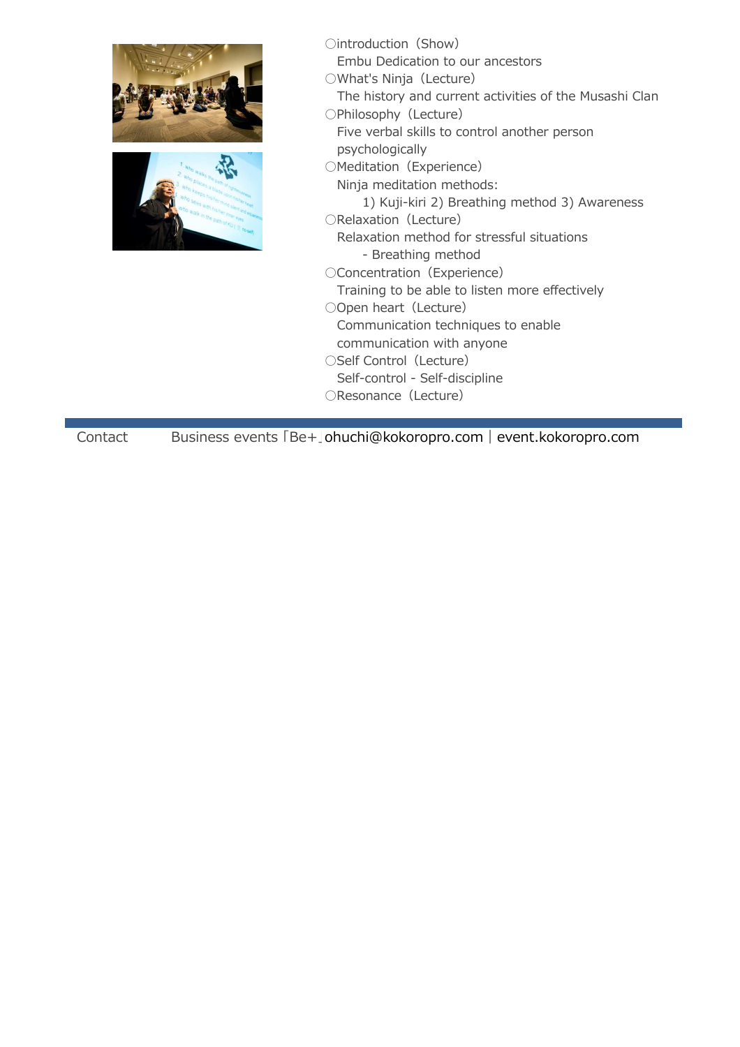○introduction（Show）
Embu Dedication to our ancestors

○What's Ninja（Lecture）
The history and current activities of the Musashi Clan

○Philosophy（Lecture）
Five verbal skills to control another person psychologically

○Meditation（Experience）
Ninja meditation methods:
1) Kuji-kiri 2) Breathing method 3) Awareness

○Relaxation（Lecture）
Relaxation method for stressful situations
- Breathing method

○Concentration（Experience）
Training to be able to listen more effectively

○Open heart（Lecture）
Communication techniques to enable communication with anyone

○Self Control（Lecture）
Self-control - Self-discipline

○Resonance（Lecture）

Contact Business events「Be+」ohuchi@kokoropro.com | event.kokoropro.com